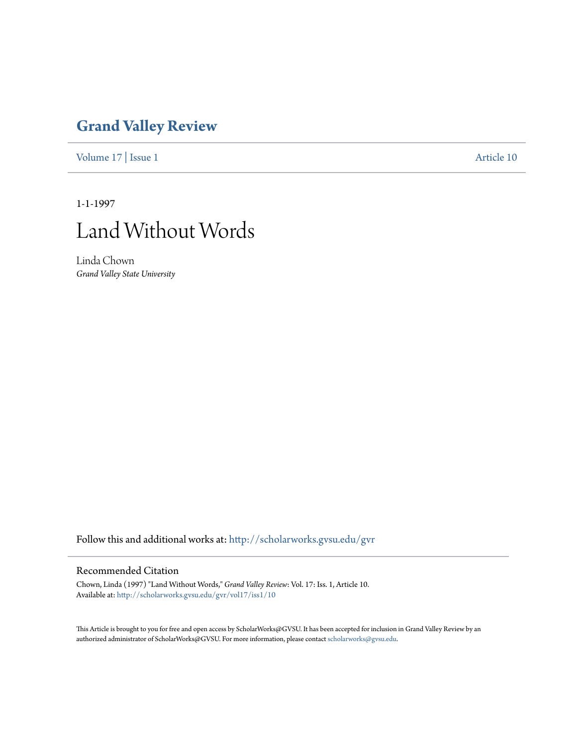# Grand Valley Review

Volume 17 | Issue 1 Article 10

1-1-1997

# Land Without Words

Linda Chown
*Grand Valley State University*

Follow this and additional works at: http://scholarworks.gvsu.edu/gvr

## Recommended Citation

Chown, Linda (1997) "Land Without Words," *Grand Valley Review*: Vol. 17: Iss. 1, Article 10.
Available at: http://scholarworks.gvsu.edu/gvr/vol17/iss1/10

This Article is brought to you for free and open access by ScholarWorks@GVSU. It has been accepted for inclusion in Grand Valley Review by an authorized administrator of ScholarWorks@GVSU. For more information, please contact scholarworks@gvsu.edu.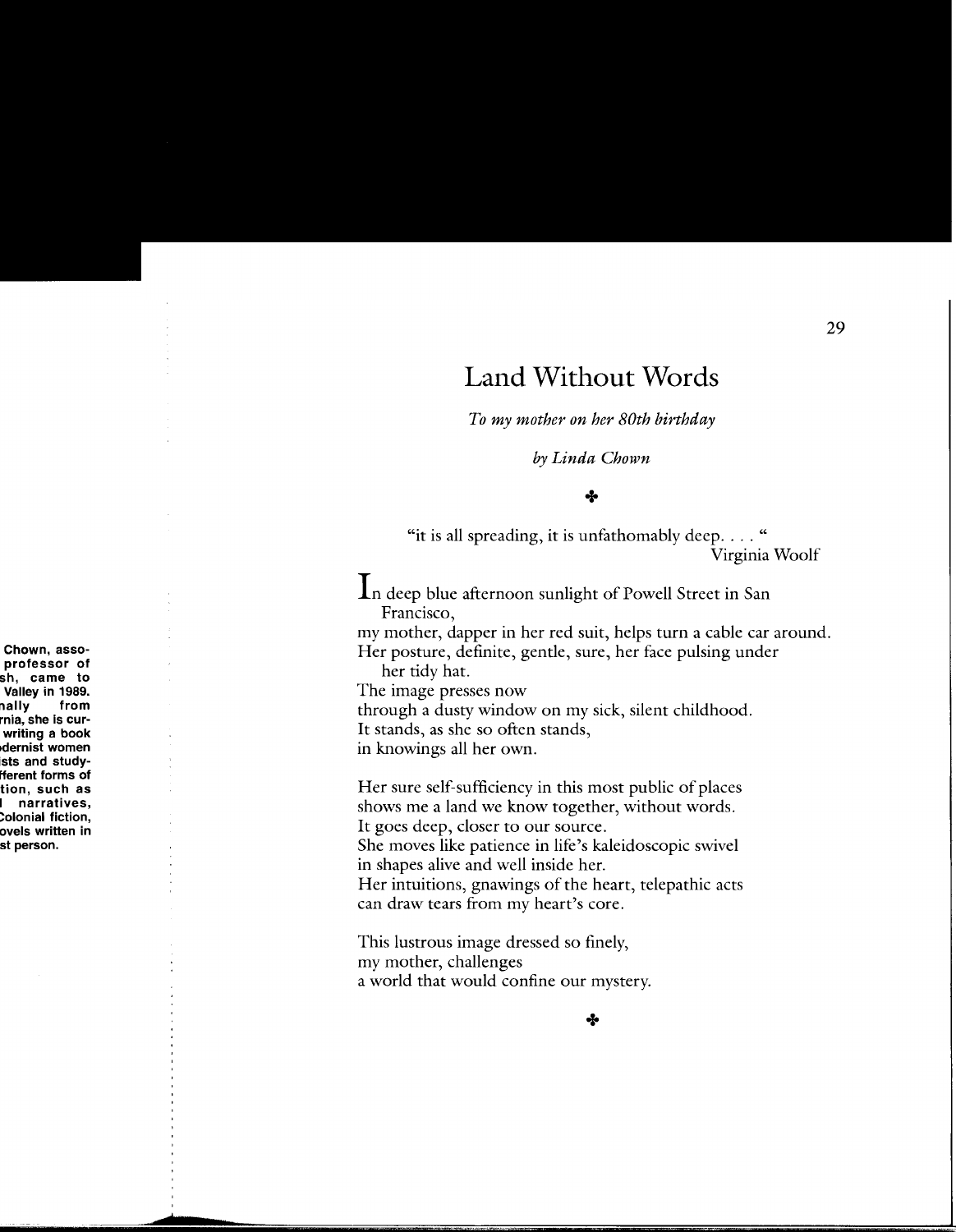# Land Without Words

*To my mother on her 80th birthday*

*by Linda Chown*

"it is all spreading, it is unfathomably deep. . . . "
Virginia Woolf

In deep blue afternoon sunlight of Powell Street in San Francisco,
my mother, dapper in her red suit, helps turn a cable car around.
Her posture, definite, gentle, sure, her face pulsing under her tidy hat.
The image presses now
through a dusty window on my sick, silent childhood.
It stands, as she so often stands,
in knowings all her own.

Her sure self-sufficiency in this most public of places
shows me a land we know together, without words.
It goes deep, closer to our source.
She moves like patience in life's kaleidoscopic swivel
in shapes alive and well inside her.
Her intuitions, gnawings of the heart, telepathic acts
can draw tears from my heart's core.

This lustrous image dressed so finely,
my mother, challenges
a world that would confine our mystery.

Chown, asso- professor of sh, came to Valley in 1989. nally from rnia, she is cur- writing a book dernist women sts and study- fferent forms of tion, such as l narratives, Colonial fiction, ovels written in st person.